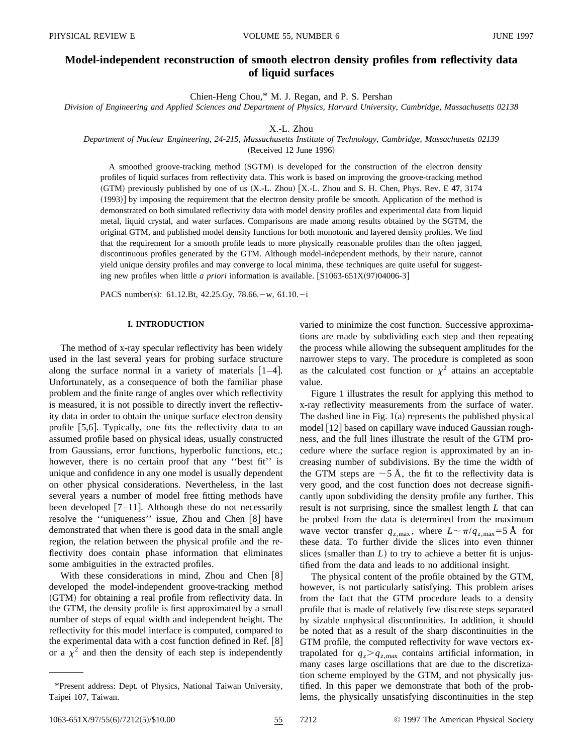# Model-independent reconstruction of smooth electron density profiles from reflectivity data of liquid surfaces

Chien-Heng Chou,* M. J. Regan, and P. S. Pershan

*Division of Engineering and Applied Sciences and Department of Physics, Harvard University, Cambridge, Massachusetts 02138*

X.-L. Zhou

*Department of Nuclear Engineering, 24-215, Massachusetts Institute of Technology, Cambridge, Massachusetts 02139*

(Received 12 June 1996)

A smoothed groove-tracking method (SGTM) is developed for the construction of the electron density profiles of liquid surfaces from reflectivity data. This work is based on improving the groove-tracking method (GTM) previously published by one of us (X.-L. Zhou) [X.-L. Zhou and S. H. Chen, Phys. Rev. E **47**, 3174 (1993)] by imposing the requirement that the electron density profile be smooth. Application of the method is demonstrated on both simulated reflectivity data with model density profiles and experimental data from liquid metal, liquid crystal, and water surfaces. Comparisons are made among results obtained by the SGTM, the original GTM, and published model density functions for both monotonic and layered density profiles. We find that the requirement for a smooth profile leads to more physically reasonable profiles than the often jagged, discontinuous profiles generated by the GTM. Although model-independent methods, by their nature, cannot yield unique density profiles and may converge to local minima, these techniques are quite useful for suggesting new profiles when little *a priori* information is available. [S1063-651X(97)04006-3]

PACS number(s): 61.12.Bt, 42.25.Gy, 78.66.−w, 61.10.−i

## I. INTRODUCTION

The method of x-ray specular reflectivity has been widely used in the last several years for probing surface structure along the surface normal in a variety of materials [1–4]. Unfortunately, as a consequence of both the familiar phase problem and the finite range of angles over which reflectivity is measured, it is not possible to directly invert the reflectivity data in order to obtain the unique surface electron density profile [5,6]. Typically, one fits the reflectivity data to an assumed profile based on physical ideas, usually constructed from Gaussians, error functions, hyperbolic functions, etc.; however, there is no certain proof that any ''best fit'' is unique and confidence in any one model is usually dependent on other physical considerations. Nevertheless, in the last several years a number of model free fitting methods have been developed [7–11]. Although these do not necessarily resolve the ''uniqueness'' issue, Zhou and Chen [8] have demonstrated that when there is good data in the small angle region, the relation between the physical profile and the reflectivity does contain phase information that eliminates some ambiguities in the extracted profiles.

With these considerations in mind, Zhou and Chen [8] developed the model-independent groove-tracking method (GTM) for obtaining a real profile from reflectivity data. In the GTM, the density profile is first approximated by a small number of steps of equal width and independent height. The reflectivity for this model interface is computed, compared to the experimental data with a cost function defined in Ref. [8] or a $\chi^2$ and then the density of each step is independently varied to minimize the cost function. Successive approximations are made by subdividing each step and then repeating the process while allowing the subsequent amplitudes for the narrower steps to vary. The procedure is completed as soon as the calculated cost function or $\chi^2$ attains an acceptable value.

Figure 1 illustrates the result for applying this method to x-ray reflectivity measurements from the surface of water. The dashed line in Fig. 1(a) represents the published physical model [12] based on capillary wave induced Gaussian roughness, and the full lines illustrate the result of the GTM procedure where the surface region is approximated by an increasing number of subdivisions. By the time the width of the GTM steps are $\sim 5$ Å, the fit to the reflectivity data is very good, and the cost function does not decrease significantly upon subdividing the density profile any further. This result is not surprising, since the smallest length $L$ that can be probed from the data is determined from the maximum wave vector transfer $q_{z,\max}$, where $L \sim \pi/q_{z,\max} = 5$ Å for these data. To further divide the slices into even thinner slices (smaller than $L$) to try to achieve a better fit is unjustified from the data and leads to no additional insight.

The physical content of the profile obtained by the GTM, however, is not particularly satisfying. This problem arises from the fact that the GTM procedure leads to a density profile that is made of relatively few discrete steps separated by sizable unphysical discontinuities. In addition, it should be noted that as a result of the sharp discontinuities in the GTM profile, the computed reflectivity for wave vectors extrapolated for $q_z > q_{z,\max}$ contains artificial information, in many cases large oscillations that are due to the discretization scheme employed by the GTM, and not physically justified. In this paper we demonstrate that both of the problems, the physically unsatisfying discontinuities in the step

*Present address: Dept. of Physics, National Taiwan University, Taipei 107, Taiwan.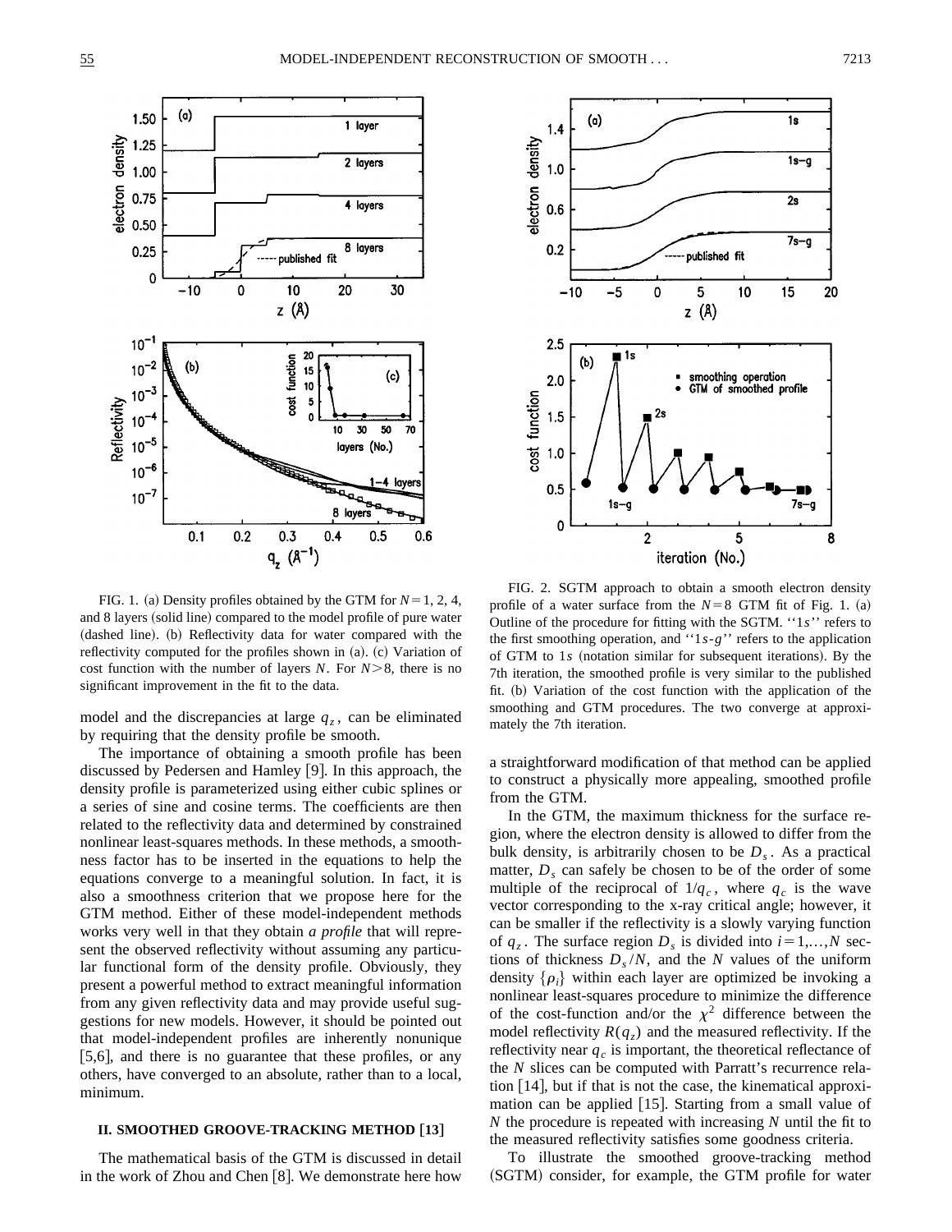FIG. 1. (a) Density profiles obtained by the GTM for $N=1$, 2, 4, and 8 layers (solid line) compared to the model profile of pure water (dashed line). (b) Reflectivity data for water compared with the reflectivity computed for the profiles shown in (a). (c) Variation of cost function with the number of layers $N$. For $N>8$, there is no significant improvement in the fit to the data.

FIG. 2. SGTM approach to obtain a smooth electron density profile of a water surface from the $N=8$ GTM fit of Fig. 1. (a) Outline of the procedure for fitting with the SGTM. ''1s'' refers to the first smoothing operation, and ''1s-g'' refers to the application of GTM to 1s (notation similar for subsequent iterations). By the 7th iteration, the smoothed profile is very similar to the published fit. (b) Variation of the cost function with the application of the smoothing and GTM procedures. The two converge at approximately the 7th iteration.

model and the discrepancies at large $q_z$, can be eliminated by requiring that the density profile be smooth.

The importance of obtaining a smooth profile has been discussed by Pedersen and Hamley [9]. In this approach, the density profile is parameterized using either cubic splines or a series of sine and cosine terms. The coefficients are then related to the reflectivity data and determined by constrained nonlinear least-squares methods. In these methods, a smoothness factor has to be inserted in the equations to help the equations converge to a meaningful solution. In fact, it is also a smoothness criterion that we propose here for the GTM method. Either of these model-independent methods works very well in that they obtain *a profile* that will represent the observed reflectivity without assuming any particular functional form of the density profile. Obviously, they present a powerful method to extract meaningful information from any given reflectivity data and may provide useful suggestions for new models. However, it should be pointed out that model-independent profiles are inherently nonunique [5,6], and there is no guarantee that these profiles, or any others, have converged to an absolute, rather than to a local, minimum.

## II. SMOOTHED GROOVE-TRACKING METHOD [13]

The mathematical basis of the GTM is discussed in detail in the work of Zhou and Chen [8]. We demonstrate here how a straightforward modification of that method can be applied to construct a physically more appealing, smoothed profile from the GTM.

In the GTM, the maximum thickness for the surface region, where the electron density is allowed to differ from the bulk density, is arbitrarily chosen to be $D_s$. As a practical matter, $D_s$ can safely be chosen to be of the order of some multiple of the reciprocal of $1/q_c$, where $q_c$ is the wave vector corresponding to the x-ray critical angle; however, it can be smaller if the reflectivity is a slowly varying function of $q_z$. The surface region $D_s$ is divided into $i=1,\ldots,N$ sections of thickness $D_s/N$, and the $N$ values of the uniform density $\{\rho_i\}$ within each layer are optimized be invoking a nonlinear least-squares procedure to minimize the difference of the cost-function and/or the $\chi^2$ difference between the model reflectivity $R(q_z)$ and the measured reflectivity. If the reflectivity near $q_c$ is important, the theoretical reflectance of the $N$ slices can be computed with Parratt's recurrence relation [14], but if that is not the case, the kinematical approximation can be applied [15]. Starting from a small value of $N$ the procedure is repeated with increasing $N$ until the fit to the measured reflectivity satisfies some goodness criteria.

To illustrate the smoothed groove-tracking method (SGTM) consider, for example, the GTM profile for water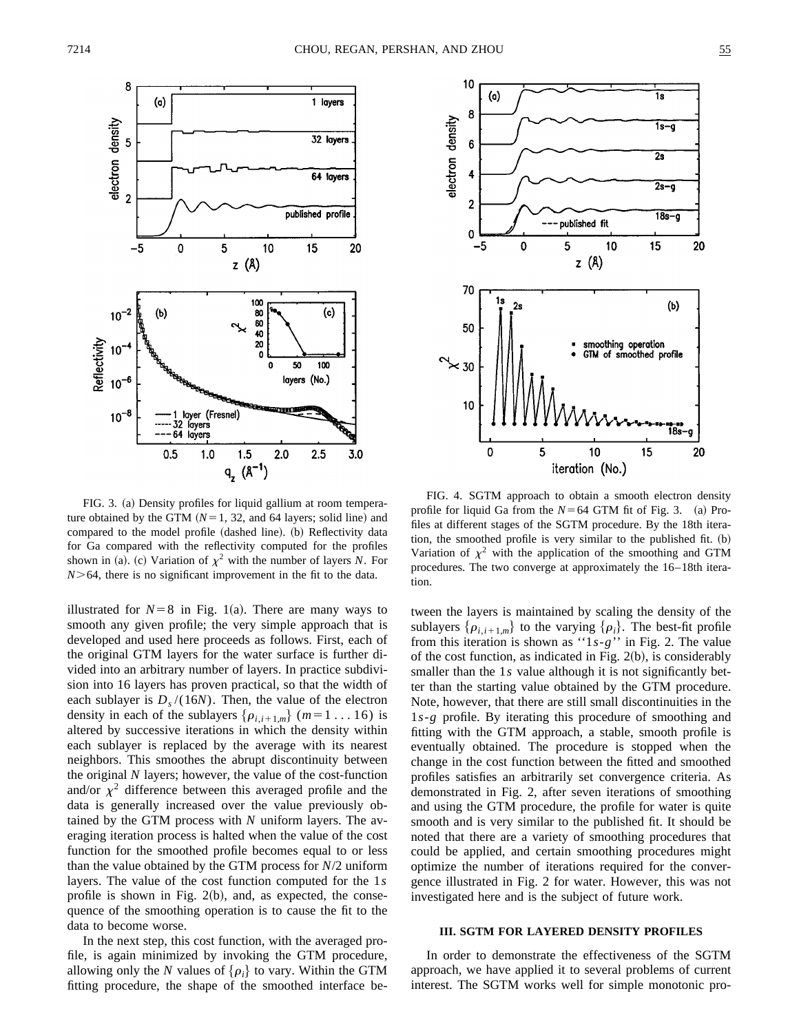FIG. 3. (a) Density profiles for liquid gallium at room temperature obtained by the GTM ($N=1$, 32, and 64 layers; solid line) and compared to the model profile (dashed line). (b) Reflectivity data for Ga compared with the reflectivity computed for the profiles shown in (a). (c) Variation of $\chi^2$ with the number of layers $N$. For $N>64$, there is no significant improvement in the fit to the data.

FIG. 4. SGTM approach to obtain a smooth electron density profile for liquid Ga from the $N=64$ GTM fit of Fig. 3. (a) Profiles at different stages of the SGTM procedure. By the 18th iteration, the smoothed profile is very similar to the published fit. (b) Variation of $\chi^2$ with the application of the smoothing and GTM procedures. The two converge at approximately the 16–18th iteration.

illustrated for $N=8$ in Fig. 1(a). There are many ways to smooth any given profile; the very simple approach that is developed and used here proceeds as follows. First, each of the original GTM layers for the water surface is further divided into an arbitrary number of layers. In practice subdivision into 16 layers has proven practical, so that the width of each sublayer is $D_s/(16N)$. Then, the value of the electron density in each of the sublayers $\{\rho_{i,i+1,m}\}$ ($m=1\ldots16$) is altered by successive iterations in which the density within each sublayer is replaced by the average with its nearest neighbors. This smoothes the abrupt discontinuity between the original $N$ layers; however, the value of the cost-function and/or $\chi^2$ difference between this averaged profile and the data is generally increased over the value previously obtained by the GTM process with $N$ uniform layers. The averaging iteration process is halted when the value of the cost function for the smoothed profile becomes equal to or less than the value obtained by the GTM process for $N/2$ uniform layers. The value of the cost function computed for the $1s$ profile is shown in Fig. 2(b), and, as expected, the consequence of the smoothing operation is to cause the fit to the data to become worse.

In the next step, this cost function, with the averaged profile, is again minimized by invoking the GTM procedure, allowing only the $N$ values of $\{\rho_i\}$ to vary. Within the GTM fitting procedure, the shape of the smoothed interface between the layers is maintained by scaling the density of the sublayers $\{\rho_{i,i+1,m}\}$ to the varying $\{\rho_i\}$. The best-fit profile from this iteration is shown as "$1s$-$g$" in Fig. 2. The value of the cost function, as indicated in Fig. 2(b), is considerably smaller than the $1s$ value although it is not significantly better than the starting value obtained by the GTM procedure. Note, however, that there are still small discontinuities in the $1s$-$g$ profile. By iterating this procedure of smoothing and fitting with the GTM approach, a stable, smooth profile is eventually obtained. The procedure is stopped when the change in the cost function between the fitted and smoothed profiles satisfies an arbitrarily set convergence criteria. As demonstrated in Fig. 2, after seven iterations of smoothing and using the GTM procedure, the profile for water is quite smooth and is very similar to the published fit. It should be noted that there are a variety of smoothing procedures that could be applied, and certain smoothing procedures might optimize the number of iterations required for the convergence illustrated in Fig. 2 for water. However, this was not investigated here and is the subject of future work.

## III. SGTM FOR LAYERED DENSITY PROFILES

In order to demonstrate the effectiveness of the SGTM approach, we have applied it to several problems of current interest. The SGTM works well for simple monotonic pro-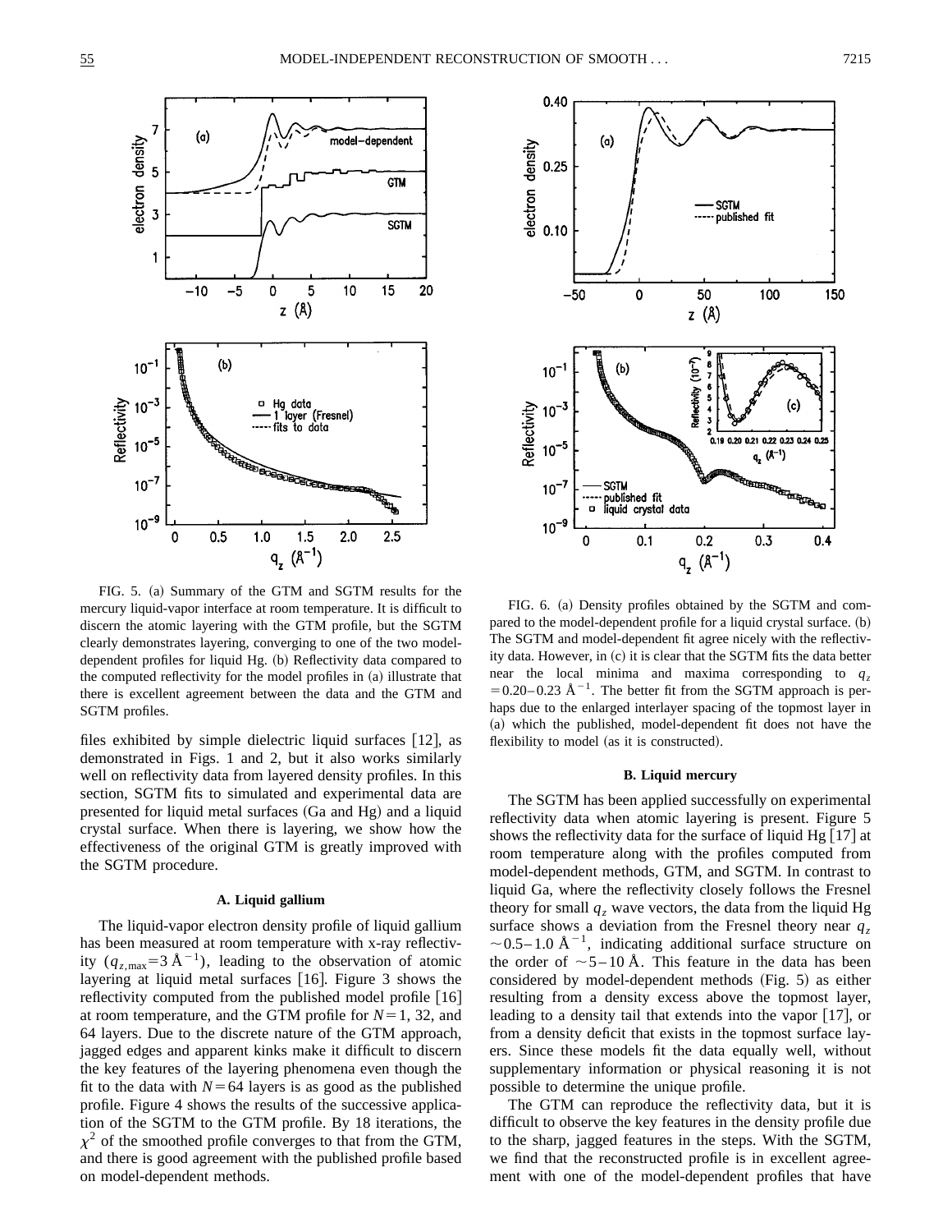FIG. 5. (a) Summary of the GTM and SGTM results for the mercury liquid-vapor interface at room temperature. It is difficult to discern the atomic layering with the GTM profile, but the SGTM clearly demonstrates layering, converging to one of the two model-dependent profiles for liquid Hg. (b) Reflectivity data compared to the computed reflectivity for the model profiles in (a) illustrate that there is excellent agreement between the data and the GTM and SGTM profiles.

FIG. 6. (a) Density profiles obtained by the SGTM and compared to the model-dependent profile for a liquid crystal surface. (b) The SGTM and model-dependent fit agree nicely with the reflectivity data. However, in (c) it is clear that the SGTM fits the data better near the local minima and maxima corresponding to $q_z = 0.20$–$0.23$ Å$^{-1}$. The better fit from the SGTM approach is perhaps due to the enlarged interlayer spacing of the topmost layer in (a) which the published, model-dependent fit does not have the flexibility to model (as it is constructed).

files exhibited by simple dielectric liquid surfaces [12], as demonstrated in Figs. 1 and 2, but it also works similarly well on reflectivity data from layered density profiles. In this section, SGTM fits to simulated and experimental data are presented for liquid metal surfaces (Ga and Hg) and a liquid crystal surface. When there is layering, we show how the effectiveness of the original GTM is greatly improved with the SGTM procedure.

### A. Liquid gallium

The liquid-vapor electron density profile of liquid gallium has been measured at room temperature with x-ray reflectivity ($q_{z,\mathrm{max}} = 3$ Å$^{-1}$), leading to the observation of atomic layering at liquid metal surfaces [16]. Figure 3 shows the reflectivity computed from the published model profile [16] at room temperature, and the GTM profile for $N = 1$, 32, and 64 layers. Due to the discrete nature of the GTM approach, jagged edges and apparent kinks make it difficult to discern the key features of the layering phenomena even though the fit to the data with $N = 64$ layers is as good as the published profile. Figure 4 shows the results of the successive application of the SGTM to the GTM profile. By 18 iterations, the $\chi^2$ of the smoothed profile converges to that from the GTM, and there is good agreement with the published profile based on model-dependent methods.

### B. Liquid mercury

The SGTM has been applied successfully on experimental reflectivity data when atomic layering is present. Figure 5 shows the reflectivity data for the surface of liquid Hg [17] at room temperature along with the profiles computed from model-dependent methods, GTM, and SGTM. In contrast to liquid Ga, where the reflectivity closely follows the Fresnel theory for small $q_z$ wave vectors, the data from the liquid Hg surface shows a deviation from the Fresnel theory near $q_z \sim 0.5$–$1.0$ Å$^{-1}$, indicating additional surface structure on the order of $\sim 5$–$10$ Å. This feature in the data has been considered by model-dependent methods (Fig. 5) as either resulting from a density excess above the topmost layer, leading to a density tail that extends into the vapor [17], or from a density deficit that exists in the topmost surface layers. Since these models fit the data equally well, without supplementary information or physical reasoning it is not possible to determine the unique profile.

The GTM can reproduce the reflectivity data, but it is difficult to observe the key features in the density profile due to the sharp, jagged features in the steps. With the SGTM, we find that the reconstructed profile is in excellent agreement with one of the model-dependent profiles that have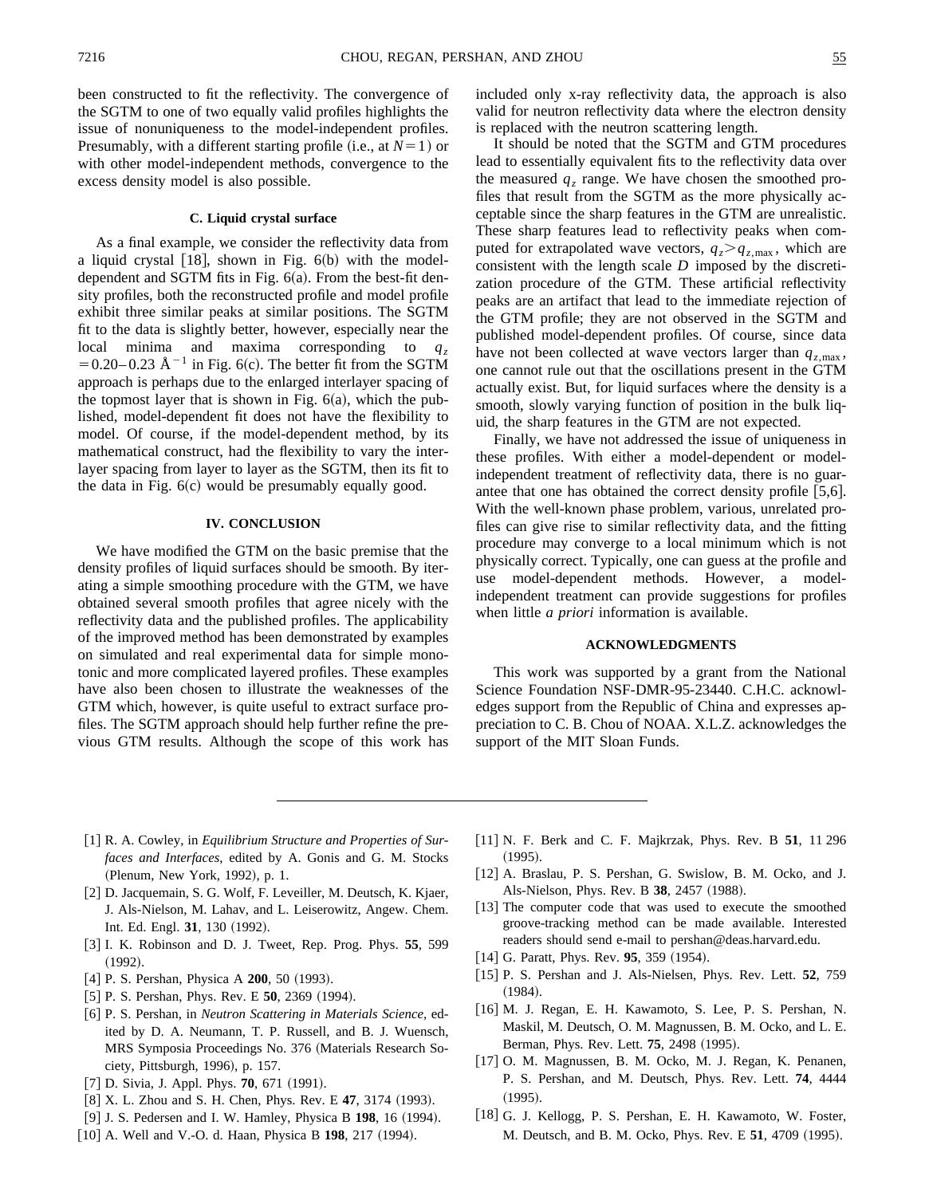been constructed to fit the reflectivity. The convergence of the SGTM to one of two equally valid profiles highlights the issue of nonuniqueness to the model-independent profiles. Presumably, with a different starting profile (i.e., at $N=1$) or with other model-independent methods, convergence to the excess density model is also possible.

### C. Liquid crystal surface

As a final example, we consider the reflectivity data from a liquid crystal [18], shown in Fig. 6(b) with the model-dependent and SGTM fits in Fig. 6(a). From the best-fit density profiles, both the reconstructed profile and model profile exhibit three similar peaks at similar positions. The SGTM fit to the data is slightly better, however, especially near the local minima and maxima corresponding to $q_z = 0.20 - 0.23$ Å$^{-1}$ in Fig. 6(c). The better fit from the SGTM approach is perhaps due to the enlarged interlayer spacing of the topmost layer that is shown in Fig. 6(a), which the published, model-dependent fit does not have the flexibility to model. Of course, if the model-dependent method, by its mathematical construct, had the flexibility to vary the interlayer spacing from layer to layer as the SGTM, then its fit to the data in Fig. 6(c) would be presumably equally good.

## IV. CONCLUSION

We have modified the GTM on the basic premise that the density profiles of liquid surfaces should be smooth. By iterating a simple smoothing procedure with the GTM, we have obtained several smooth profiles that agree nicely with the reflectivity data and the published profiles. The applicability of the improved method has been demonstrated by examples on simulated and real experimental data for simple monotonic and more complicated layered profiles. These examples have also been chosen to illustrate the weaknesses of the GTM which, however, is quite useful to extract surface profiles. The SGTM approach should help further refine the previous GTM results. Although the scope of this work has included only x-ray reflectivity data, the approach is also valid for neutron reflectivity data where the electron density is replaced with the neutron scattering length.

It should be noted that the SGTM and GTM procedures lead to essentially equivalent fits to the reflectivity data over the measured $q_z$ range. We have chosen the smoothed profiles that result from the SGTM as the more physically acceptable since the sharp features in the GTM are unrealistic. These sharp features lead to reflectivity peaks when computed for extrapolated wave vectors, $q_z > q_{z,\max}$, which are consistent with the length scale $D$ imposed by the discretization procedure of the GTM. These artificial reflectivity peaks are an artifact that lead to the immediate rejection of the GTM profile; they are not observed in the SGTM and published model-dependent profiles. Of course, since data have not been collected at wave vectors larger than $q_{z,\max}$, one cannot rule out that the oscillations present in the GTM actually exist. But, for liquid surfaces where the density is a smooth, slowly varying function of position in the bulk liquid, the sharp features in the GTM are not expected.

Finally, we have not addressed the issue of uniqueness in these profiles. With either a model-dependent or model-independent treatment of reflectivity data, there is no guarantee that one has obtained the correct density profile [5,6]. With the well-known phase problem, various, unrelated profiles can give rise to similar reflectivity data, and the fitting procedure may converge to a local minimum which is not physically correct. Typically, one can guess at the profile and use model-dependent methods. However, a model-independent treatment can provide suggestions for profiles when little *a priori* information is available.

## ACKNOWLEDGMENTS

This work was supported by a grant from the National Science Foundation NSF-DMR-95-23440. C.H.C. acknowledges support from the Republic of China and expresses appreciation to C. B. Chou of NOAA. X.L.Z. acknowledges the support of the MIT Sloan Funds.

---

[1] R. A. Cowley, in *Equilibrium Structure and Properties of Surfaces and Interfaces*, edited by A. Gonis and G. M. Stocks (Plenum, New York, 1992), p. 1.

[2] D. Jacquemain, S. G. Wolf, F. Leveiller, M. Deutsch, K. Kjaer, J. Als-Nielson, M. Lahav, and L. Leiserowitz, Angew. Chem. Int. Ed. Engl. **31**, 130 (1992).

[3] I. K. Robinson and D. J. Tweet, Rep. Prog. Phys. **55**, 599 (1992).

[4] P. S. Pershan, Physica A **200**, 50 (1993).

[5] P. S. Pershan, Phys. Rev. E **50**, 2369 (1994).

[6] P. S. Pershan, in *Neutron Scattering in Materials Science*, edited by D. A. Neumann, T. P. Russell, and B. J. Wuensch, MRS Symposia Proceedings No. 376 (Materials Research Society, Pittsburgh, 1996), p. 157.

[7] D. Sivia, J. Appl. Phys. **70**, 671 (1991).

[8] X. L. Zhou and S. H. Chen, Phys. Rev. E **47**, 3174 (1993).

[9] J. S. Pedersen and I. W. Hamley, Physica B **198**, 16 (1994).

[10] A. Well and V.-O. d. Haan, Physica B **198**, 217 (1994).

[11] N. F. Berk and C. F. Majkrzak, Phys. Rev. B **51**, 11 296 (1995).

[12] A. Braslau, P. S. Pershan, G. Swislow, B. M. Ocko, and J. Als-Nielson, Phys. Rev. B **38**, 2457 (1988).

[13] The computer code that was used to execute the smoothed groove-tracking method can be made available. Interested readers should send e-mail to pershan@deas.harvard.edu.

[14] G. Paratt, Phys. Rev. **95**, 359 (1954).

[15] P. S. Pershan and J. Als-Nielsen, Phys. Rev. Lett. **52**, 759 (1984).

[16] M. J. Regan, E. H. Kawamoto, S. Lee, P. S. Pershan, N. Maskil, M. Deutsch, O. M. Magnussen, B. M. Ocko, and L. E. Berman, Phys. Rev. Lett. **75**, 2498 (1995).

[17] O. M. Magnussen, B. M. Ocko, M. J. Regan, K. Penanen, P. S. Pershan, and M. Deutsch, Phys. Rev. Lett. **74**, 4444 (1995).

[18] G. J. Kellogg, P. S. Pershan, E. H. Kawamoto, W. Foster, M. Deutsch, and B. M. Ocko, Phys. Rev. E **51**, 4709 (1995).